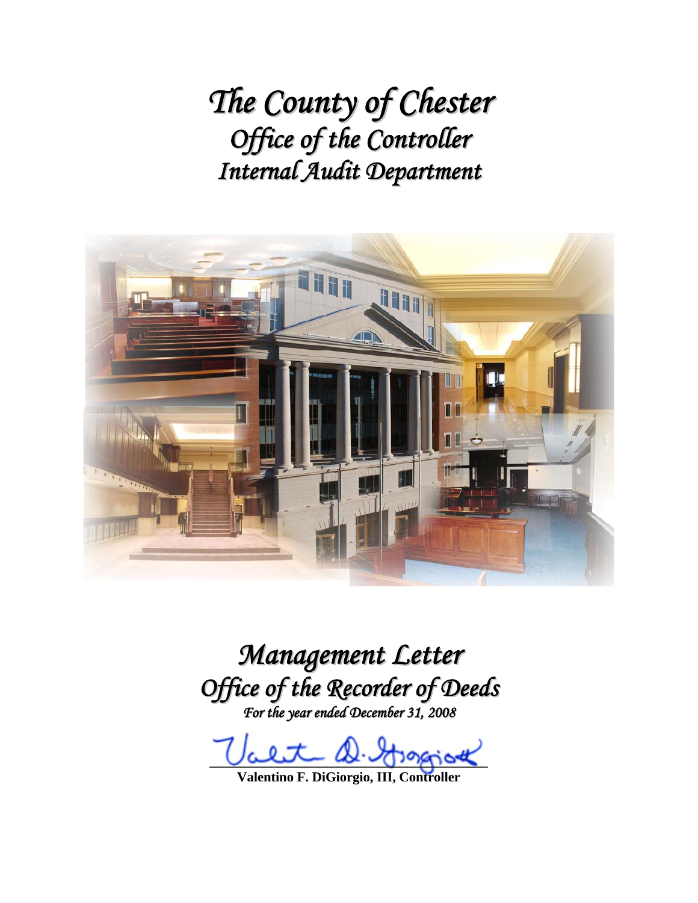# *The County of Chester*
## *Office of the Controller*
## *Internal Audit Department*

# *Management Letter*
## *Office of the Recorder of Deeds*
*For the year ended December 31, 2008*

**Valentino F. DiGiorgio, III, Controller**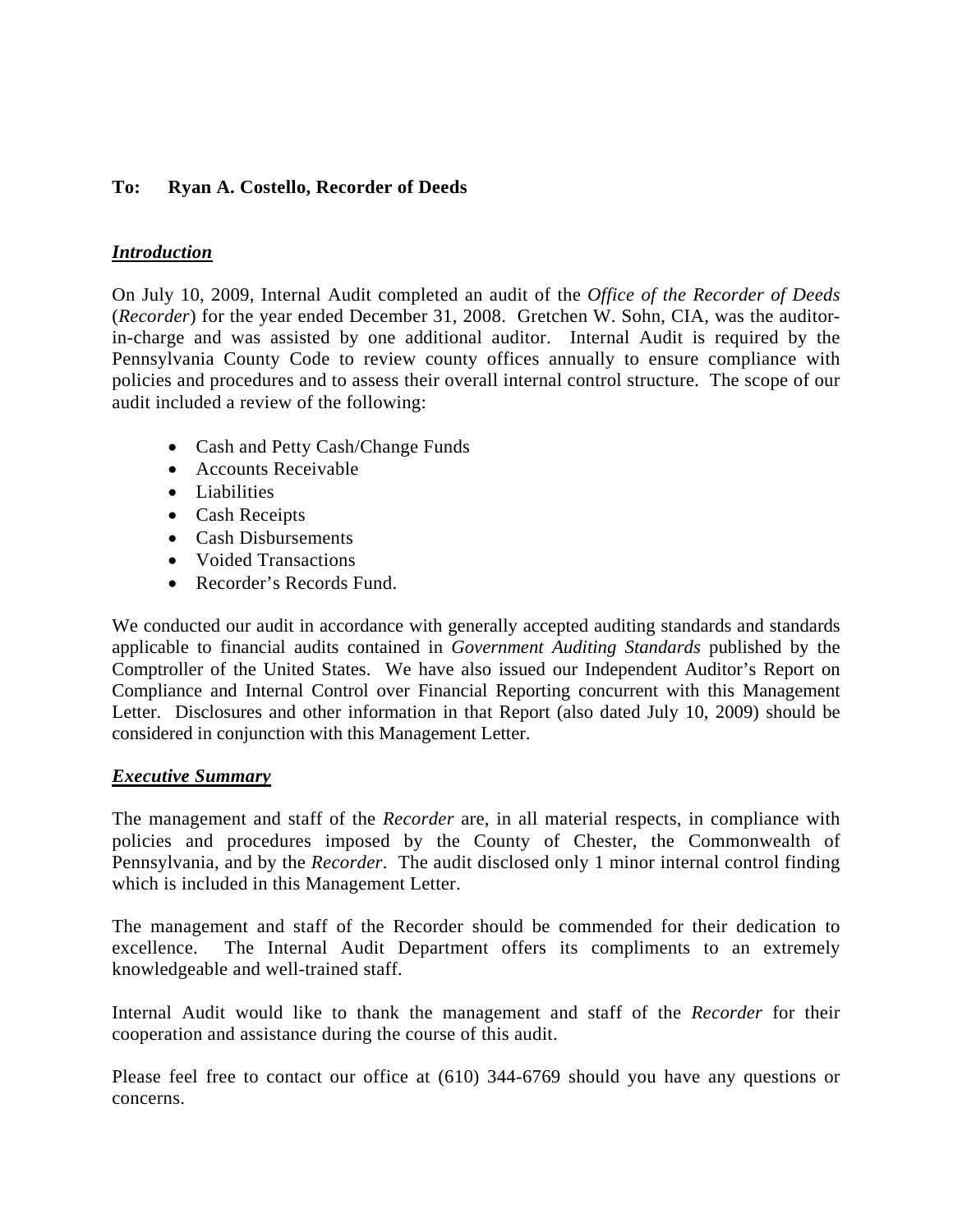**To: Ryan A. Costello, Recorder of Deeds**

## ***Introduction***

On July 10, 2009, Internal Audit completed an audit of the *Office of the Recorder of Deeds* (*Recorder*) for the year ended December 31, 2008. Gretchen W. Sohn, CIA, was the auditor-in-charge and was assisted by one additional auditor. Internal Audit is required by the Pennsylvania County Code to review county offices annually to ensure compliance with policies and procedures and to assess their overall internal control structure. The scope of our audit included a review of the following:

- Cash and Petty Cash/Change Funds
- Accounts Receivable
- Liabilities
- Cash Receipts
- Cash Disbursements
- Voided Transactions
- Recorder's Records Fund.

We conducted our audit in accordance with generally accepted auditing standards and standards applicable to financial audits contained in *Government Auditing Standards* published by the Comptroller of the United States. We have also issued our Independent Auditor's Report on Compliance and Internal Control over Financial Reporting concurrent with this Management Letter. Disclosures and other information in that Report (also dated July 10, 2009) should be considered in conjunction with this Management Letter.

## ***Executive Summary***

The management and staff of the *Recorder* are, in all material respects, in compliance with policies and procedures imposed by the County of Chester, the Commonwealth of Pennsylvania, and by the *Recorder*. The audit disclosed only 1 minor internal control finding which is included in this Management Letter.

The management and staff of the Recorder should be commended for their dedication to excellence. The Internal Audit Department offers its compliments to an extremely knowledgeable and well-trained staff.

Internal Audit would like to thank the management and staff of the *Recorder* for their cooperation and assistance during the course of this audit.

Please feel free to contact our office at (610) 344-6769 should you have any questions or concerns.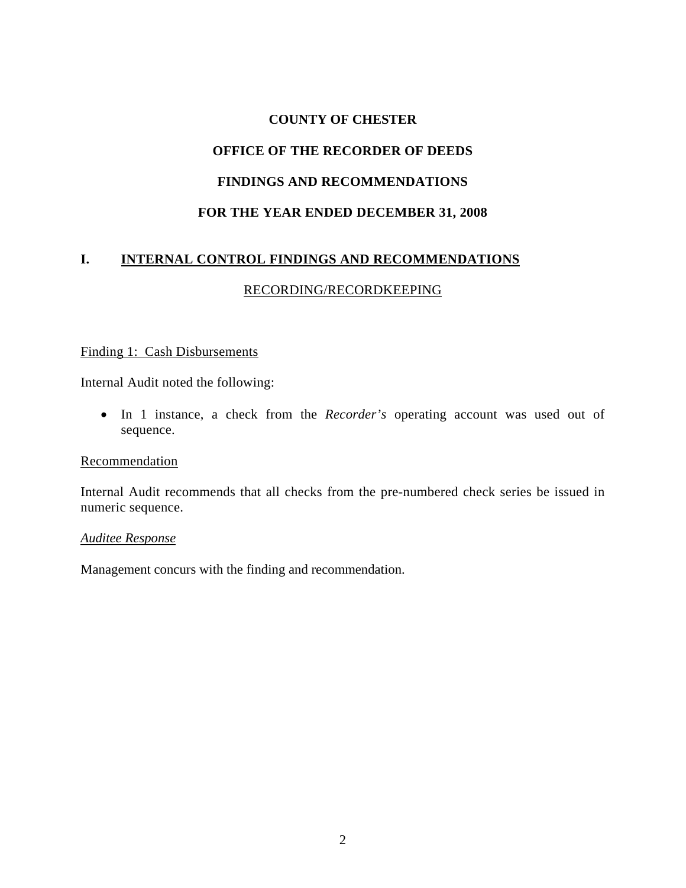# COUNTY OF CHESTER

## OFFICE OF THE RECORDER OF DEEDS

## FINDINGS AND RECOMMENDATIONS

## FOR THE YEAR ENDED DECEMBER 31, 2008

## I. INTERNAL CONTROL FINDINGS AND RECOMMENDATIONS

### RECORDING/RECORDKEEPING

Finding 1: Cash Disbursements

Internal Audit noted the following:

- In 1 instance, a check from the *Recorder's* operating account was used out of sequence.

Recommendation

Internal Audit recommends that all checks from the pre-numbered check series be issued in numeric sequence.

*Auditee Response*

Management concurs with the finding and recommendation.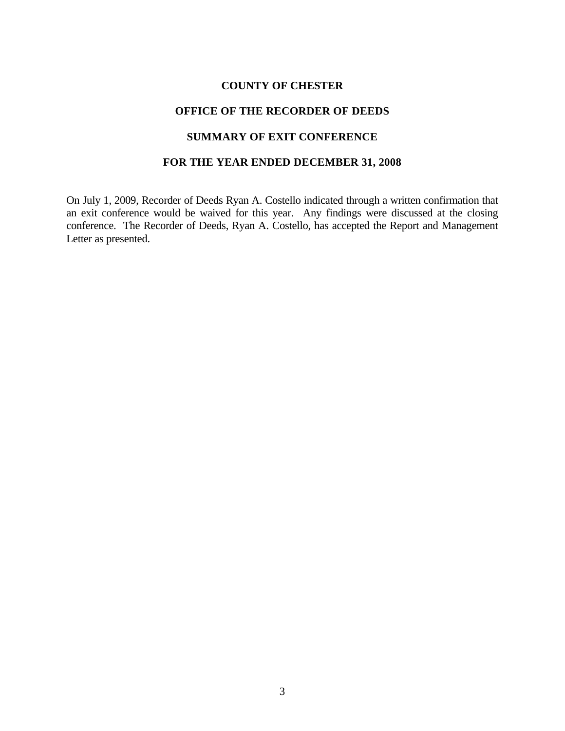**COUNTY OF CHESTER**

**OFFICE OF THE RECORDER OF DEEDS**

**SUMMARY OF EXIT CONFERENCE**

**FOR THE YEAR ENDED DECEMBER 31, 2008**

On July 1, 2009, Recorder of Deeds Ryan A. Costello indicated through a written confirmation that an exit conference would be waived for this year. Any findings were discussed at the closing conference. The Recorder of Deeds, Ryan A. Costello, has accepted the Report and Management Letter as presented.